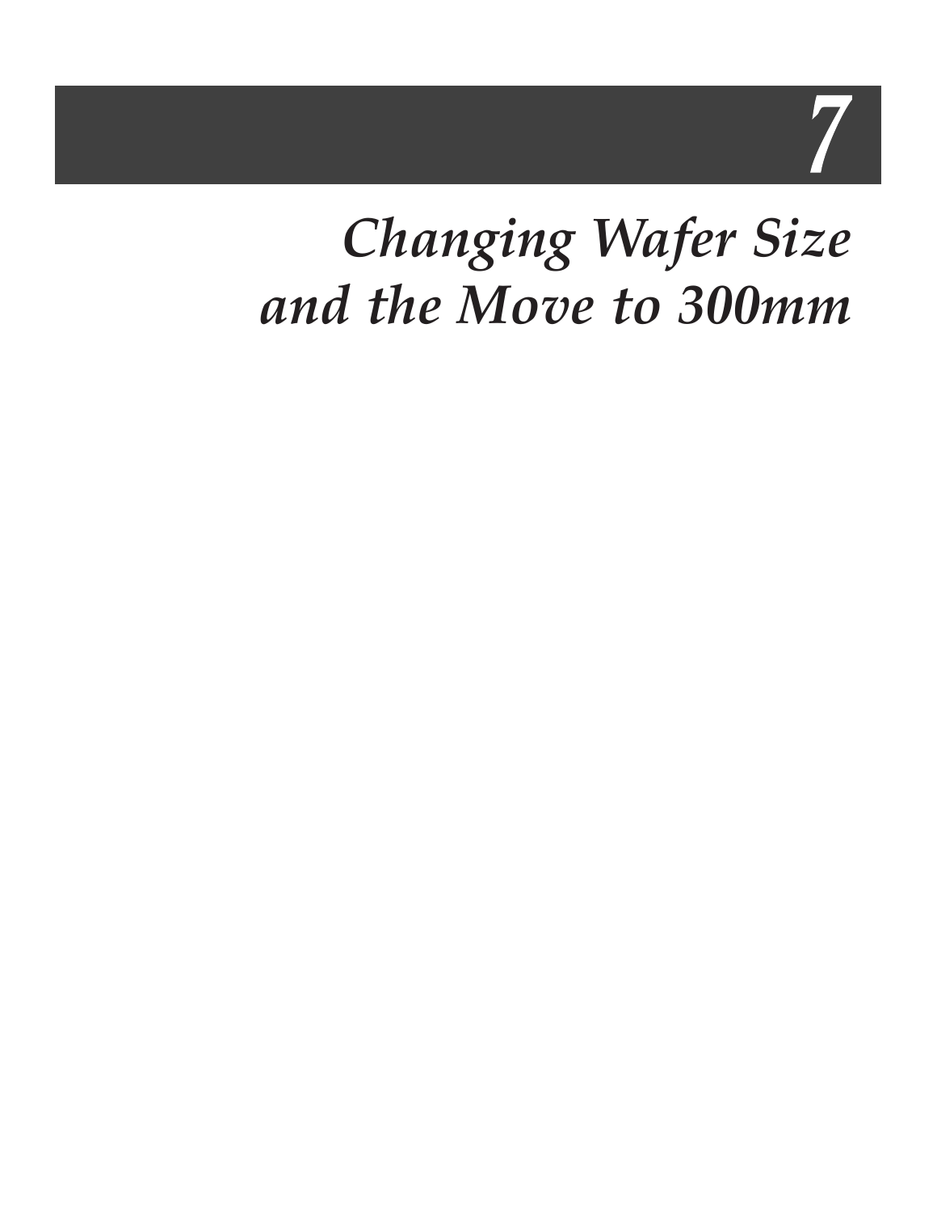# 7

# *Changing Wafer Size and the Move to 300mm*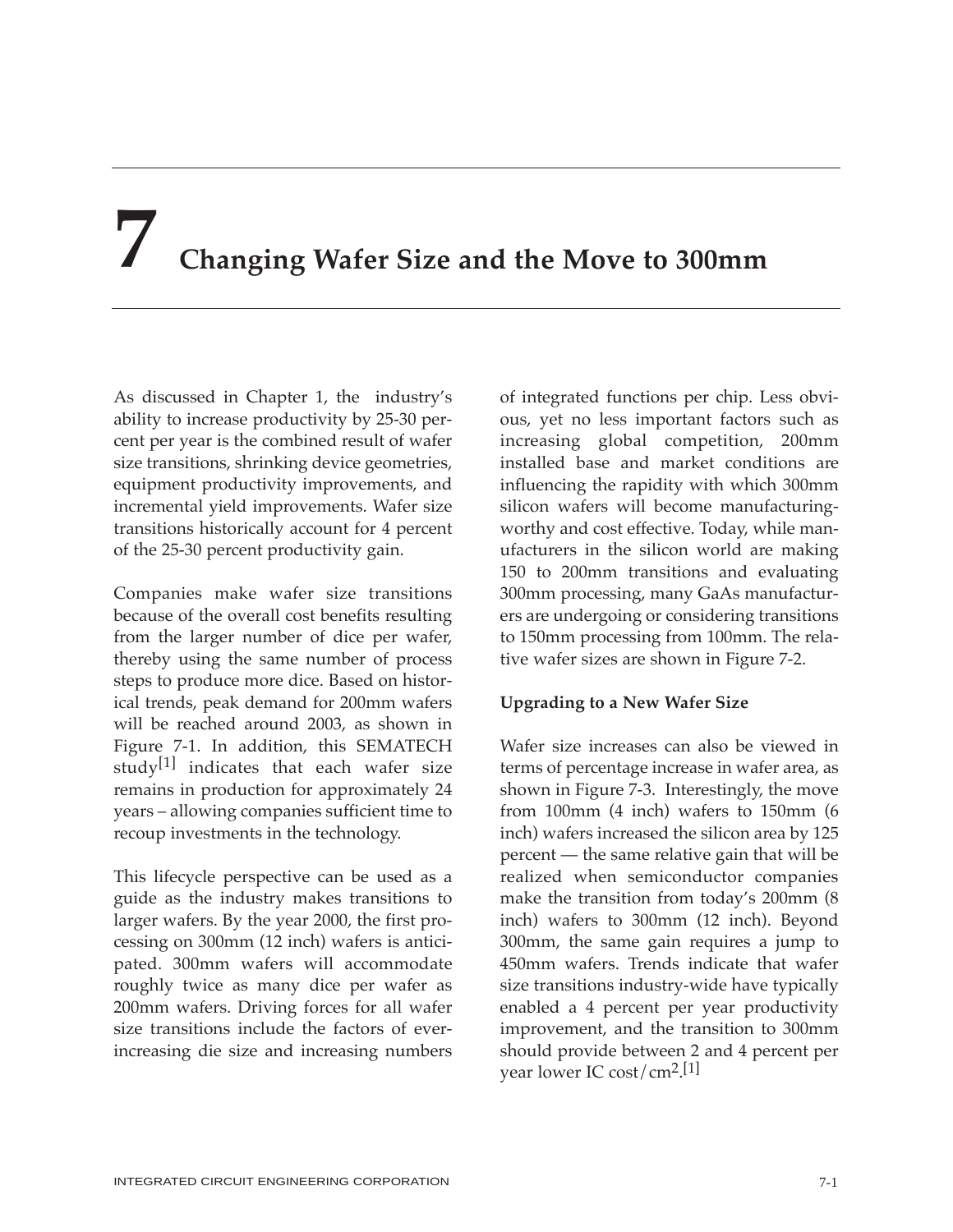# 7 Changing Wafer Size and the Move to 300mm

As discussed in Chapter 1, the industry's ability to increase productivity by 25-30 percent per year is the combined result of wafer size transitions, shrinking device geometries, equipment productivity improvements, and incremental yield improvements. Wafer size transitions historically account for 4 percent of the 25-30 percent productivity gain.

Companies make wafer size transitions because of the overall cost benefits resulting from the larger number of dice per wafer, thereby using the same number of process steps to produce more dice. Based on historical trends, peak demand for 200mm wafers will be reached around 2003, as shown in Figure 7-1. In addition, this SEMATECH study[1] indicates that each wafer size remains in production for approximately 24 years – allowing companies sufficient time to recoup investments in the technology.

This lifecycle perspective can be used as a guide as the industry makes transitions to larger wafers. By the year 2000, the first processing on 300mm (12 inch) wafers is anticipated. 300mm wafers will accommodate roughly twice as many dice per wafer as 200mm wafers. Driving forces for all wafer size transitions include the factors of ever-increasing die size and increasing numbers of integrated functions per chip. Less obvious, yet no less important factors such as increasing global competition, 200mm installed base and market conditions are influencing the rapidity with which 300mm silicon wafers will become manufacturing-worthy and cost effective. Today, while manufacturers in the silicon world are making 150 to 200mm transitions and evaluating 300mm processing, many GaAs manufacturers are undergoing or considering transitions to 150mm processing from 100mm. The relative wafer sizes are shown in Figure 7-2.

**Upgrading to a New Wafer Size**

Wafer size increases can also be viewed in terms of percentage increase in wafer area, as shown in Figure 7-3. Interestingly, the move from 100mm (4 inch) wafers to 150mm (6 inch) wafers increased the silicon area by 125 percent — the same relative gain that will be realized when semiconductor companies make the transition from today's 200mm (8 inch) wafers to 300mm (12 inch). Beyond 300mm, the same gain requires a jump to 450mm wafers. Trends indicate that wafer size transitions industry-wide have typically enabled a 4 percent per year productivity improvement, and the transition to 300mm should provide between 2 and 4 percent per year lower IC cost/$cm^2$.[1]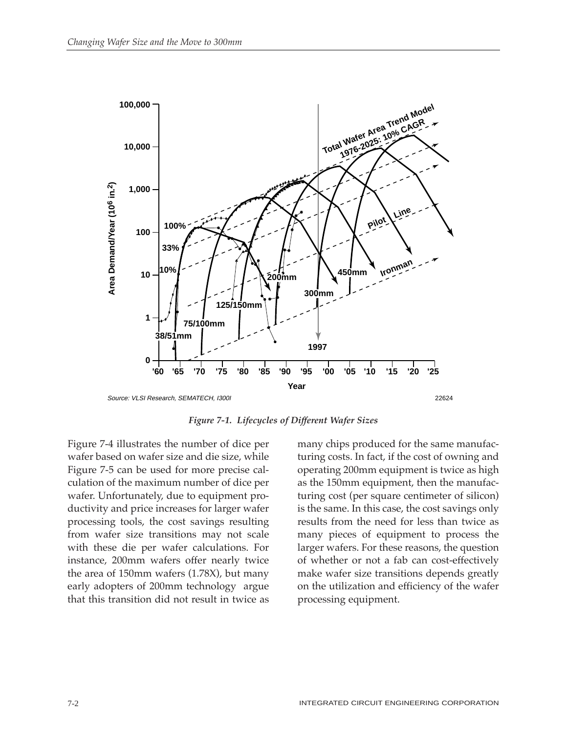Source: VLSI Research, SEMATECH, I300I

22624

*Figure 7-1. Lifecycles of Different Wafer Sizes*

Figure 7-4 illustrates the number of dice per wafer based on wafer size and die size, while Figure 7-5 can be used for more precise calculation of the maximum number of dice per wafer. Unfortunately, due to equipment productivity and price increases for larger wafer processing tools, the cost savings resulting from wafer size transitions may not scale with these die per wafer calculations. For instance, 200mm wafers offer nearly twice the area of 150mm wafers (1.78X), but many early adopters of 200mm technology argue that this transition did not result in twice as many chips produced for the same manufacturing costs. In fact, if the cost of owning and operating 200mm equipment is twice as high as the 150mm equipment, then the manufacturing cost (per square centimeter of silicon) is the same. In this case, the cost savings only results from the need for less than twice as many pieces of equipment to process the larger wafers. For these reasons, the question of whether or not a fab can cost-effectively make wafer size transitions depends greatly on the utilization and efficiency of the wafer processing equipment.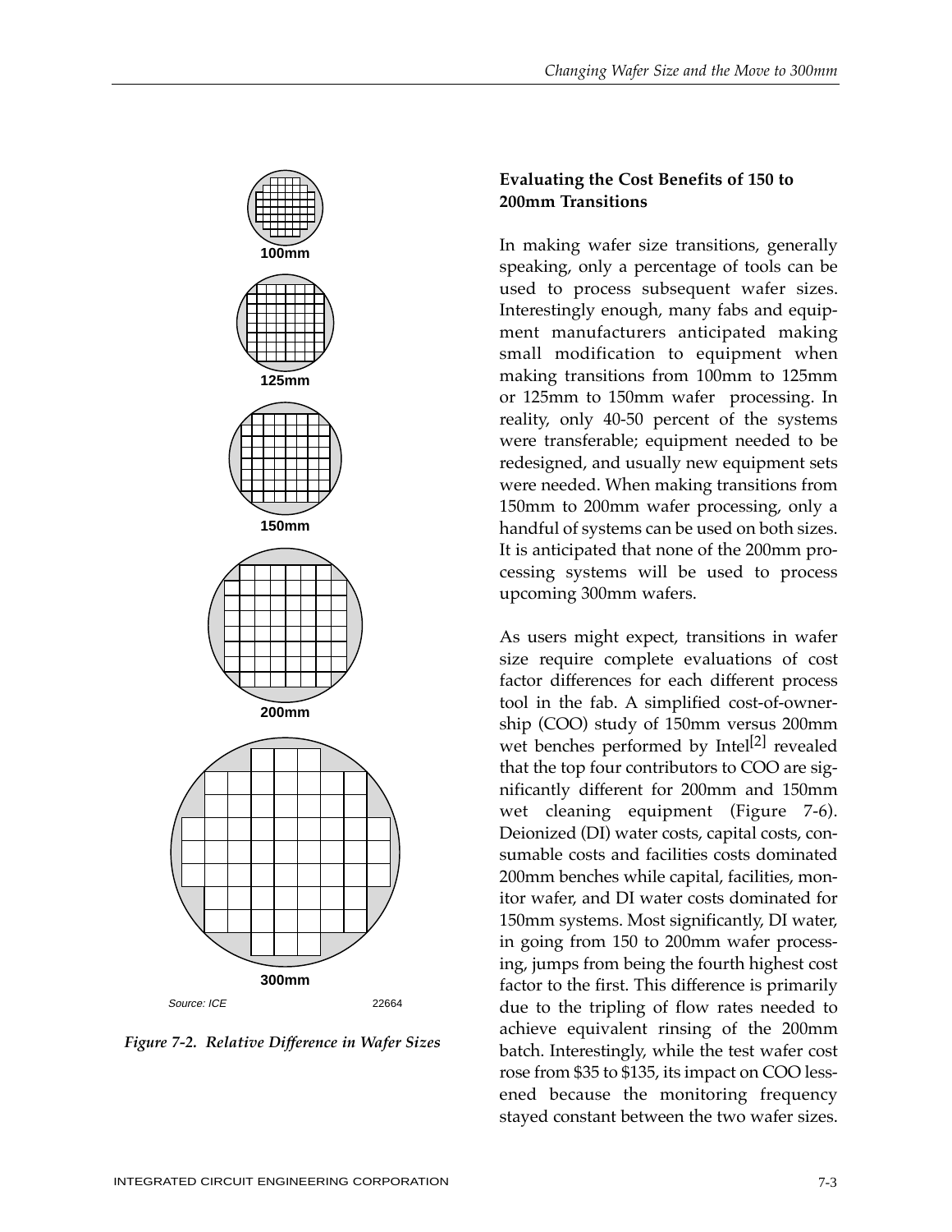100mm

125mm

150mm

200mm

300mm

Source: ICE 22664

*Figure 7-2. Relative Difference in Wafer Sizes*

### Evaluating the Cost Benefits of 150 to 200mm Transitions

In making wafer size transitions, generally speaking, only a percentage of tools can be used to process subsequent wafer sizes. Interestingly enough, many fabs and equipment manufacturers anticipated making small modification to equipment when making transitions from 100mm to 125mm or 125mm to 150mm wafer processing. In reality, only 40-50 percent of the systems were transferable; equipment needed to be redesigned, and usually new equipment sets were needed. When making transitions from 150mm to 200mm wafer processing, only a handful of systems can be used on both sizes. It is anticipated that none of the 200mm processing systems will be used to process upcoming 300mm wafers.

As users might expect, transitions in wafer size require complete evaluations of cost factor differences for each different process tool in the fab. A simplified cost-of-ownership (COO) study of 150mm versus 200mm wet benches performed by Intel[2] revealed that the top four contributors to COO are significantly different for 200mm and 150mm wet cleaning equipment (Figure 7-6). Deionized (DI) water costs, capital costs, consumable costs and facilities costs dominated 200mm benches while capital, facilities, monitor wafer, and DI water costs dominated for 150mm systems. Most significantly, DI water, in going from 150 to 200mm wafer processing, jumps from being the fourth highest cost factor to the first. This difference is primarily due to the tripling of flow rates needed to achieve equivalent rinsing of the 200mm batch. Interestingly, while the test wafer cost rose from $35 to $135, its impact on COO lessened because the monitoring frequency stayed constant between the two wafer sizes.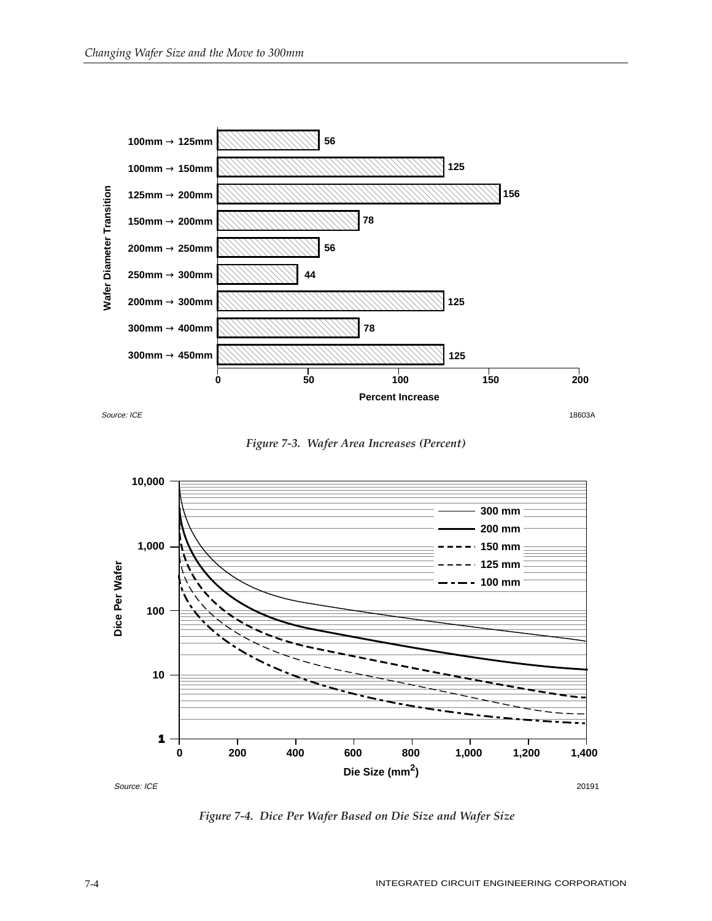| Wafer Diameter Transition | Percent Increase |
|---|---|
| 100mm → 125mm | 56 |
| 100mm → 150mm | 125 |
| 125mm → 200mm | 156 |
| 150mm → 200mm | 78 |
| 200mm → 250mm | 56 |
| 250mm → 300mm | 44 |
| 200mm → 300mm | 125 |
| 300mm → 400mm | 78 |
| 300mm → 450mm | 125 |

Source: ICE

18603A

*Figure 7-3. Wafer Area Increases (Percent)*

Source: ICE

20191

*Figure 7-4. Dice Per Wafer Based on Die Size and Wafer Size*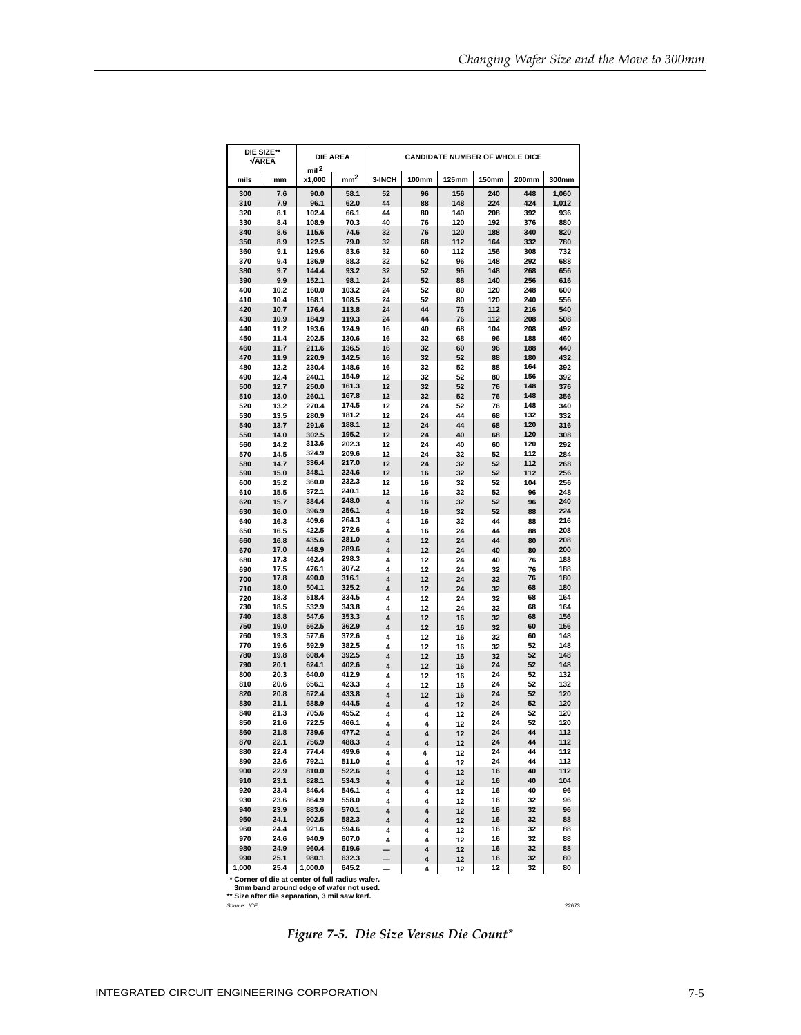| DIE SIZE** √AREA | | DIE AREA | | CANDIDATE NUMBER OF WHOLE DICE | | | | | | |
|---|---|---|---|---|---|---|---|---|---|---|
| mils | mm | $mil^2$ x1,000 | $mm^2$ | 3-INCH | 100mm | 125mm | 150mm | 200mm | 300mm |
| 300 | 7.6 | 90.0 | 58.1 | 52 | 96 | 156 | 240 | 448 | 1,060 |
| 310 | 7.9 | 96.1 | 62.0 | 44 | 88 | 148 | 224 | 424 | 1,012 |
| 320 | 8.1 | 102.4 | 66.1 | 44 | 80 | 140 | 208 | 392 | 936 |
| 330 | 8.4 | 108.9 | 70.3 | 40 | 76 | 120 | 192 | 376 | 880 |
| 340 | 8.6 | 115.6 | 74.6 | 32 | 76 | 120 | 188 | 340 | 820 |
| 350 | 8.9 | 122.5 | 79.0 | 32 | 68 | 112 | 164 | 332 | 780 |
| 360 | 9.1 | 129.6 | 83.6 | 32 | 60 | 112 | 156 | 308 | 732 |
| 370 | 9.4 | 136.9 | 88.3 | 32 | 52 | 96 | 148 | 292 | 688 |
| 380 | 9.7 | 144.4 | 93.2 | 32 | 52 | 96 | 148 | 268 | 656 |
| 390 | 9.9 | 152.1 | 98.1 | 24 | 52 | 88 | 140 | 256 | 616 |
| 400 | 10.2 | 160.0 | 103.2 | 24 | 52 | 80 | 120 | 248 | 600 |
| 410 | 10.4 | 168.1 | 108.5 | 24 | 52 | 80 | 120 | 240 | 556 |
| 420 | 10.7 | 176.4 | 113.8 | 24 | 44 | 76 | 112 | 216 | 540 |
| 430 | 10.9 | 184.9 | 119.3 | 24 | 44 | 76 | 112 | 208 | 508 |
| 440 | 11.2 | 193.6 | 124.9 | 16 | 40 | 68 | 104 | 208 | 492 |
| 450 | 11.4 | 202.5 | 130.6 | 16 | 32 | 68 | 96 | 188 | 460 |
| 460 | 11.7 | 211.6 | 136.5 | 16 | 32 | 60 | 96 | 188 | 440 |
| 470 | 11.9 | 220.9 | 142.5 | 16 | 32 | 52 | 88 | 180 | 432 |
| 480 | 12.2 | 230.4 | 148.6 | 16 | 32 | 52 | 88 | 164 | 392 |
| 490 | 12.4 | 240.1 | 154.9 | 12 | 32 | 52 | 80 | 156 | 392 |
| 500 | 12.7 | 250.0 | 161.3 | 12 | 32 | 52 | 76 | 148 | 376 |
| 510 | 13.0 | 260.1 | 167.8 | 12 | 32 | 52 | 76 | 148 | 356 |
| 520 | 13.2 | 270.4 | 174.5 | 12 | 24 | 52 | 76 | 148 | 340 |
| 530 | 13.5 | 280.9 | 181.2 | 12 | 24 | 44 | 68 | 132 | 332 |
| 540 | 13.7 | 291.6 | 188.1 | 12 | 24 | 44 | 68 | 120 | 316 |
| 550 | 14.0 | 302.5 | 195.2 | 12 | 24 | 40 | 68 | 120 | 308 |
| 560 | 14.2 | 313.6 | 202.3 | 12 | 24 | 40 | 60 | 120 | 292 |
| 570 | 14.5 | 324.9 | 209.6 | 12 | 24 | 32 | 52 | 112 | 284 |
| 580 | 14.7 | 336.4 | 217.0 | 12 | 24 | 32 | 52 | 112 | 268 |
| 590 | 15.0 | 348.1 | 224.6 | 12 | 16 | 32 | 52 | 112 | 256 |
| 600 | 15.2 | 360.0 | 232.3 | 12 | 16 | 32 | 52 | 104 | 256 |
| 610 | 15.5 | 372.1 | 240.1 | 12 | 16 | 32 | 52 | 96 | 248 |
| 620 | 15.7 | 384.4 | 248.0 | 4 | 16 | 32 | 52 | 96 | 240 |
| 630 | 16.0 | 396.9 | 256.1 | 4 | 16 | 32 | 52 | 88 | 224 |
| 640 | 16.3 | 409.6 | 264.3 | 4 | 16 | 32 | 44 | 88 | 216 |
| 650 | 16.5 | 422.5 | 272.6 | 4 | 16 | 24 | 44 | 88 | 208 |
| 660 | 16.8 | 435.6 | 281.0 | 4 | 12 | 24 | 44 | 80 | 208 |
| 670 | 17.0 | 448.9 | 289.6 | 4 | 12 | 24 | 40 | 80 | 200 |
| 680 | 17.3 | 462.4 | 298.3 | 4 | 12 | 24 | 40 | 76 | 188 |
| 690 | 17.5 | 476.1 | 307.2 | 4 | 12 | 24 | 32 | 76 | 188 |
| 700 | 17.8 | 490.0 | 316.1 | 4 | 12 | 24 | 32 | 76 | 180 |
| 710 | 18.0 | 504.1 | 325.2 | 4 | 12 | 24 | 32 | 68 | 180 |
| 720 | 18.3 | 518.4 | 334.5 | 4 | 12 | 24 | 32 | 68 | 164 |
| 730 | 18.5 | 532.9 | 343.8 | 4 | 12 | 24 | 32 | 68 | 164 |
| 740 | 18.8 | 547.6 | 353.3 | 4 | 12 | 16 | 32 | 68 | 156 |
| 750 | 19.0 | 562.5 | 362.9 | 4 | 12 | 16 | 32 | 60 | 156 |
| 760 | 19.3 | 577.6 | 372.6 | 4 | 12 | 16 | 32 | 60 | 148 |
| 770 | 19.6 | 592.9 | 382.5 | 4 | 12 | 16 | 32 | 52 | 148 |
| 780 | 19.8 | 608.4 | 392.5 | 4 | 12 | 16 | 32 | 52 | 148 |
| 790 | 20.1 | 624.1 | 402.6 | 4 | 12 | 16 | 24 | 52 | 148 |
| 800 | 20.3 | 640.0 | 412.9 | 4 | 12 | 16 | 24 | 52 | 132 |
| 810 | 20.6 | 656.1 | 423.3 | 4 | 12 | 16 | 24 | 52 | 132 |
| 820 | 20.8 | 672.4 | 433.8 | 4 | 12 | 16 | 24 | 52 | 120 |
| 830 | 21.1 | 688.9 | 444.5 | 4 | 4 | 12 | 24 | 52 | 120 |
| 840 | 21.3 | 705.6 | 455.2 | 4 | 4 | 12 | 24 | 52 | 120 |
| 850 | 21.6 | 722.5 | 466.1 | 4 | 4 | 12 | 24 | 52 | 120 |
| 860 | 21.8 | 739.6 | 477.2 | 4 | 4 | 12 | 24 | 44 | 112 |
| 870 | 22.1 | 756.9 | 488.3 | 4 | 4 | 12 | 24 | 44 | 112 |
| 880 | 22.4 | 774.4 | 499.6 | 4 | 4 | 12 | 24 | 44 | 112 |
| 890 | 22.6 | 792.1 | 511.0 | 4 | 4 | 12 | 24 | 44 | 112 |
| 900 | 22.9 | 810.0 | 522.6 | 4 | 4 | 12 | 16 | 40 | 112 |
| 910 | 23.1 | 828.1 | 534.3 | 4 | 4 | 12 | 16 | 40 | 104 |
| 920 | 23.4 | 846.4 | 546.1 | 4 | 4 | 12 | 16 | 40 | 96 |
| 930 | 23.6 | 864.9 | 558.0 | 4 | 4 | 12 | 16 | 32 | 96 |
| 940 | 23.9 | 883.6 | 570.1 | 4 | 4 | 12 | 16 | 32 | 96 |
| 950 | 24.1 | 902.5 | 582.3 | 4 | 4 | 12 | 16 | 32 | 88 |
| 960 | 24.4 | 921.6 | 594.6 | 4 | 4 | 12 | 16 | 32 | 88 |
| 970 | 24.6 | 940.9 | 607.0 | 4 | 4 | 12 | 16 | 32 | 88 |
| 980 | 24.9 | 960.4 | 619.6 | — | 4 | 12 | 16 | 32 | 88 |
| 990 | 25.1 | 980.1 | 632.3 | — | 4 | 12 | 16 | 32 | 80 |
| 1,000 | 25.4 | 1,000.0 | 645.2 | — | 4 | 12 | 12 | 32 | 80 |

\* Corner of die at center of full radius wafer.
3mm band around edge of wafer not used.
\*\* Size after die separation, 3 mil saw kerf.

*Source: ICE*

22673

*Figure 7-5. Die Size Versus Die Count\**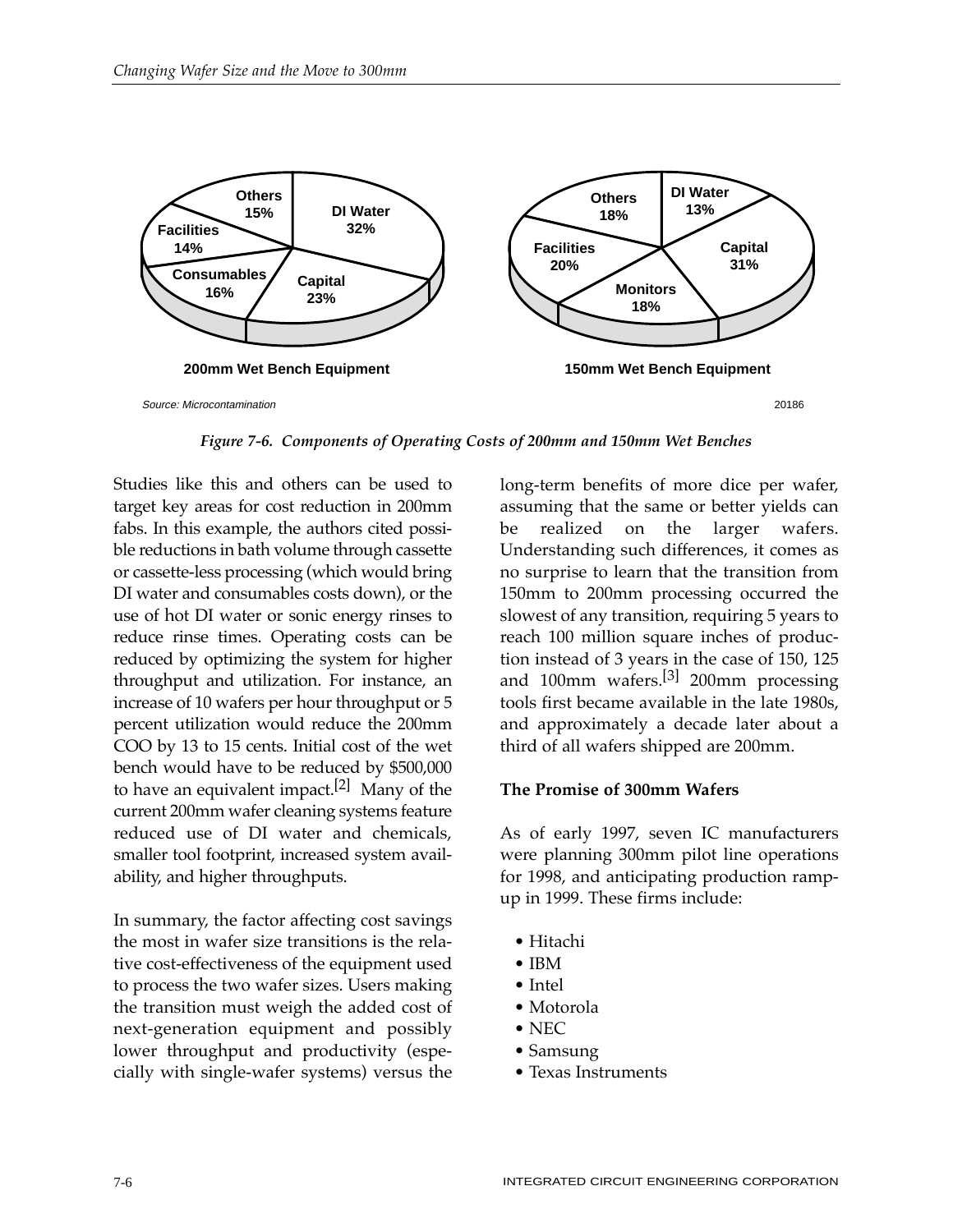**200mm Wet Bench Equipment**

| Component | Percentage |
|---|---|
| DI Water | 32% |
| Capital | 23% |
| Consumables | 16% |
| Facilities | 14% |
| Others | 15% |

**150mm Wet Bench Equipment**

| Component | Percentage |
|---|---|
| DI Water | 13% |
| Capital | 31% |
| Monitors | 18% |
| Facilities | 20% |
| Others | 18% |

Source: Microcontamination

20186

*Figure 7-6. Components of Operating Costs of 200mm and 150mm Wet Benches*

Studies like this and others can be used to target key areas for cost reduction in 200mm fabs. In this example, the authors cited possible reductions in bath volume through cassette or cassette-less processing (which would bring DI water and consumables costs down), or the use of hot DI water or sonic energy rinses to reduce rinse times. Operating costs can be reduced by optimizing the system for higher throughput and utilization. For instance, an increase of 10 wafers per hour throughput or 5 percent utilization would reduce the 200mm COO by 13 to 15 cents. Initial cost of the wet bench would have to be reduced by $500,000 to have an equivalent impact.[2] Many of the current 200mm wafer cleaning systems feature reduced use of DI water and chemicals, smaller tool footprint, increased system availability, and higher throughputs.

In summary, the factor affecting cost savings the most in wafer size transitions is the relative cost-effectiveness of the equipment used to process the two wafer sizes. Users making the transition must weigh the added cost of next-generation equipment and possibly lower throughput and productivity (especially with single-wafer systems) versus the long-term benefits of more dice per wafer, assuming that the same or better yields can be realized on the larger wafers. Understanding such differences, it comes as no surprise to learn that the transition from 150mm to 200mm processing occurred the slowest of any transition, requiring 5 years to reach 100 million square inches of production instead of 3 years in the case of 150, 125 and 100mm wafers.[3] 200mm processing tools first became available in the late 1980s, and approximately a decade later about a third of all wafers shipped are 200mm.

**The Promise of 300mm Wafers**

As of early 1997, seven IC manufacturers were planning 300mm pilot line operations for 1998, and anticipating production ramp-up in 1999. These firms include:

- Hitachi
- IBM
- Intel
- Motorola
- NEC
- Samsung
- Texas Instruments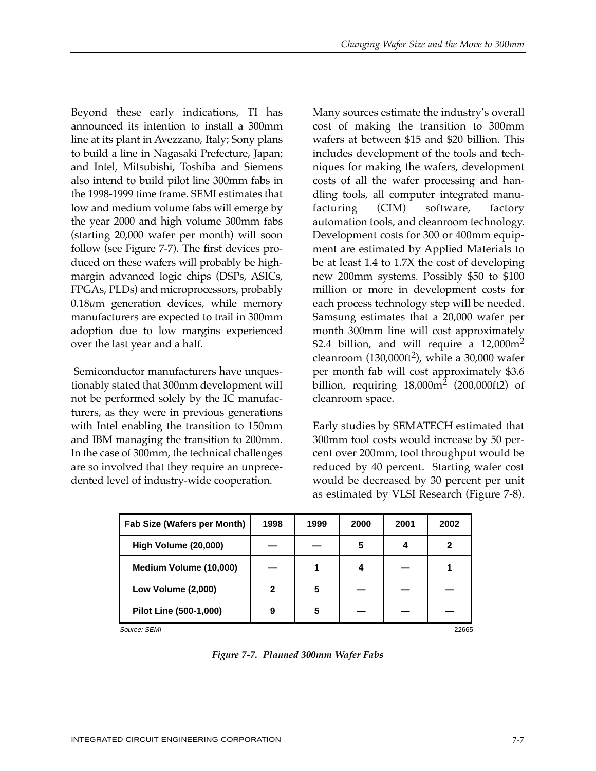Beyond these early indications, TI has announced its intention to install a 300mm line at its plant in Avezzano, Italy; Sony plans to build a line in Nagasaki Prefecture, Japan; and Intel, Mitsubishi, Toshiba and Siemens also intend to build pilot line 300mm fabs in the 1998-1999 time frame. SEMI estimates that low and medium volume fabs will emerge by the year 2000 and high volume 300mm fabs (starting 20,000 wafer per month) will soon follow (see Figure 7-7). The first devices produced on these wafers will probably be high-margin advanced logic chips (DSPs, ASICs, FPGAs, PLDs) and microprocessors, probably 0.18µm generation devices, while memory manufacturers are expected to trail in 300mm adoption due to low margins experienced over the last year and a half.

Semiconductor manufacturers have unquestionably stated that 300mm development will not be performed solely by the IC manufacturers, as they were in previous generations with Intel enabling the transition to 150mm and IBM managing the transition to 200mm. In the case of 300mm, the technical challenges are so involved that they require an unprecedented level of industry-wide cooperation.

Many sources estimate the industry's overall cost of making the transition to 300mm wafers at between $15 and $20 billion. This includes development of the tools and techniques for making the wafers, development costs of all the wafer processing and handling tools, all computer integrated manufacturing (CIM) software, factory automation tools, and cleanroom technology. Development costs for 300 or 400mm equipment are estimated by Applied Materials to be at least 1.4 to 1.7X the cost of developing new 200mm systems. Possibly $50 to $100 million or more in development costs for each process technology step will be needed. Samsung estimates that a 20,000 wafer per month 300mm line will cost approximately $2.4 billion, and will require a 12,000m$^2$ cleanroom (130,000ft$^2$), while a 30,000 wafer per month fab will cost approximately $3.6 billion, requiring 18,000m$^2$ (200,000ft2) of cleanroom space.

Early studies by SEMATECH estimated that 300mm tool costs would increase by 50 percent over 200mm, tool throughput would be reduced by 40 percent. Starting wafer cost would be decreased by 30 percent per unit as estimated by VLSI Research (Figure 7-8).

| Fab Size (Wafers per Month) | 1998 | 1999 | 2000 | 2001 | 2002 |
|---|---|---|---|---|---|
| High Volume (20,000) | — | — | 5 | 4 | 2 |
| Medium Volume (10,000) | — | 1 | 4 | — | 1 |
| Low Volume (2,000) | 2 | 5 | — | — | — |
| Pilot Line (500-1,000) | 9 | 5 | — | — | — |

Source: SEMI 22665

*Figure 7-7. Planned 300mm Wafer Fabs*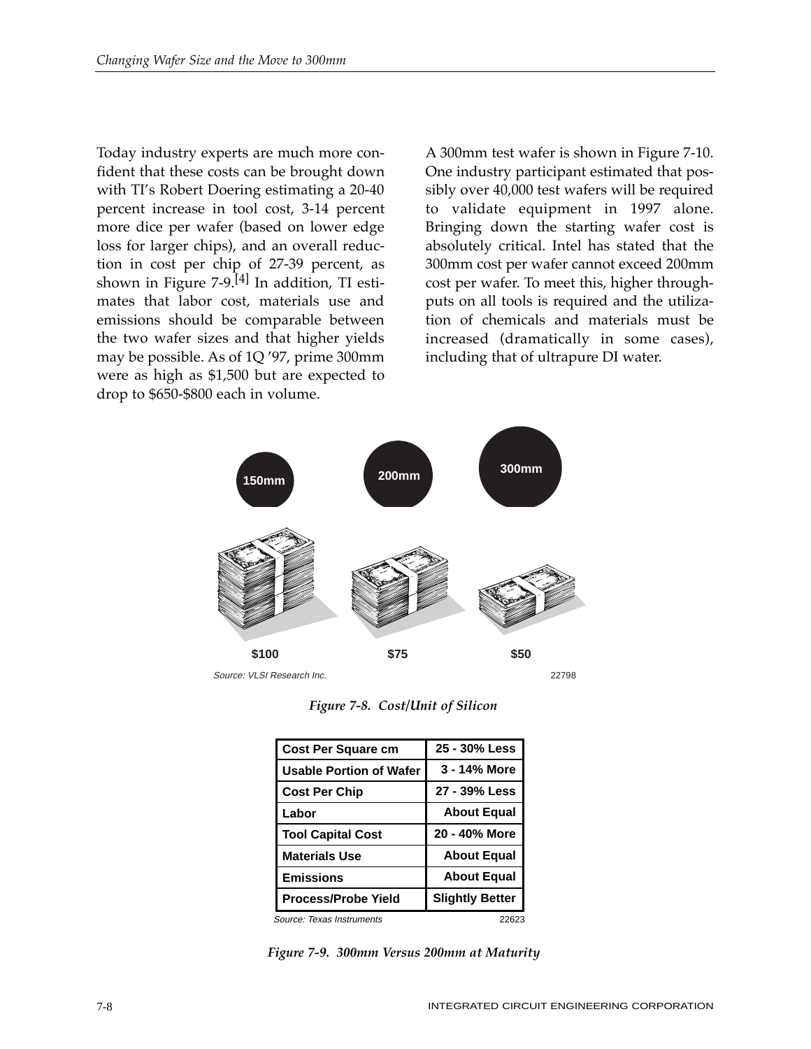Today industry experts are much more confident that these costs can be brought down with TI's Robert Doering estimating a 20-40 percent increase in tool cost, 3-14 percent more dice per wafer (based on lower edge loss for larger chips), and an overall reduction in cost per chip of 27-39 percent, as shown in Figure 7-9.[4] In addition, TI estimates that labor cost, materials use and emissions should be comparable between the two wafer sizes and that higher yields may be possible. As of 1Q '97, prime 300mm were as high as $1,500 but are expected to drop to $650-$800 each in volume.

A 300mm test wafer is shown in Figure 7-10. One industry participant estimated that possibly over 40,000 test wafers will be required to validate equipment in 1997 alone. Bringing down the starting wafer cost is absolutely critical. Intel has stated that the 300mm cost per wafer cannot exceed 200mm cost per wafer. To meet this, higher throughputs on all tools is required and the utilization of chemicals and materials must be increased (dramatically in some cases), including that of ultrapure DI water.

| 150mm | 200mm | 300mm |
|---|---|---|
| $100 | $75 | $50 |

Source: VLSI Research Inc. 22798

*Figure 7-8. Cost/Unit of Silicon*

| Item | 300mm vs. 200mm |
|---|---|
| Cost Per Square cm | 25 - 30% Less |
| Usable Portion of Wafer | 3 - 14% More |
| Cost Per Chip | 27 - 39% Less |
| Labor | About Equal |
| Tool Capital Cost | 20 - 40% More |
| Materials Use | About Equal |
| Emissions | About Equal |
| Process/Probe Yield | Slightly Better |

Source: Texas Instruments 22623

*Figure 7-9. 300mm Versus 200mm at Maturity*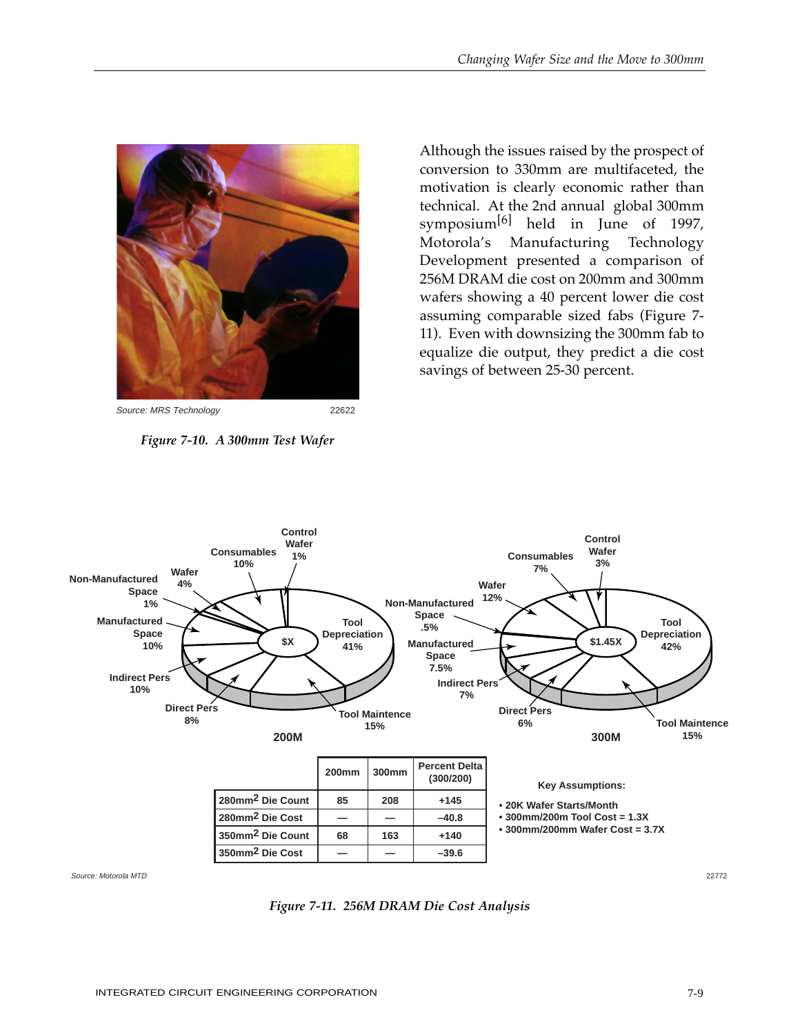Source: MRS Technology 22622

*Figure 7-10. A 300mm Test Wafer*

Although the issues raised by the prospect of conversion to 330mm are multifaceted, the motivation is clearly economic rather than technical. At the 2nd annual global 300mm symposium[6] held in June of 1997, Motorola's Manufacturing Technology Development presented a comparison of 256M DRAM die cost on 200mm and 300mm wafers showing a 40 percent lower die cost assuming comparable sized fabs (Figure 7-11). Even with downsizing the 300mm fab to equalize die output, they predict a die cost savings of between 25-30 percent.

| | 200mm | 300mm | Percent Delta (300/200) |
|---|---|---|---|
| 280mm$^2$ Die Count | 85 | 208 | +145 |
| 280mm$^2$ Die Cost | — | — | –40.8 |
| 350mm$^2$ Die Count | 68 | 163 | +140 |
| 350mm$^2$ Die Cost | — | — | –39.6 |

Key Assumptions:

- 20K Wafer Starts/Month
- 300mm/200m Tool Cost = 1.3X
- 300mm/200mm Wafer Cost = 3.7X

Source: Motorola MTD 22772

*Figure 7-11. 256M DRAM Die Cost Analysis*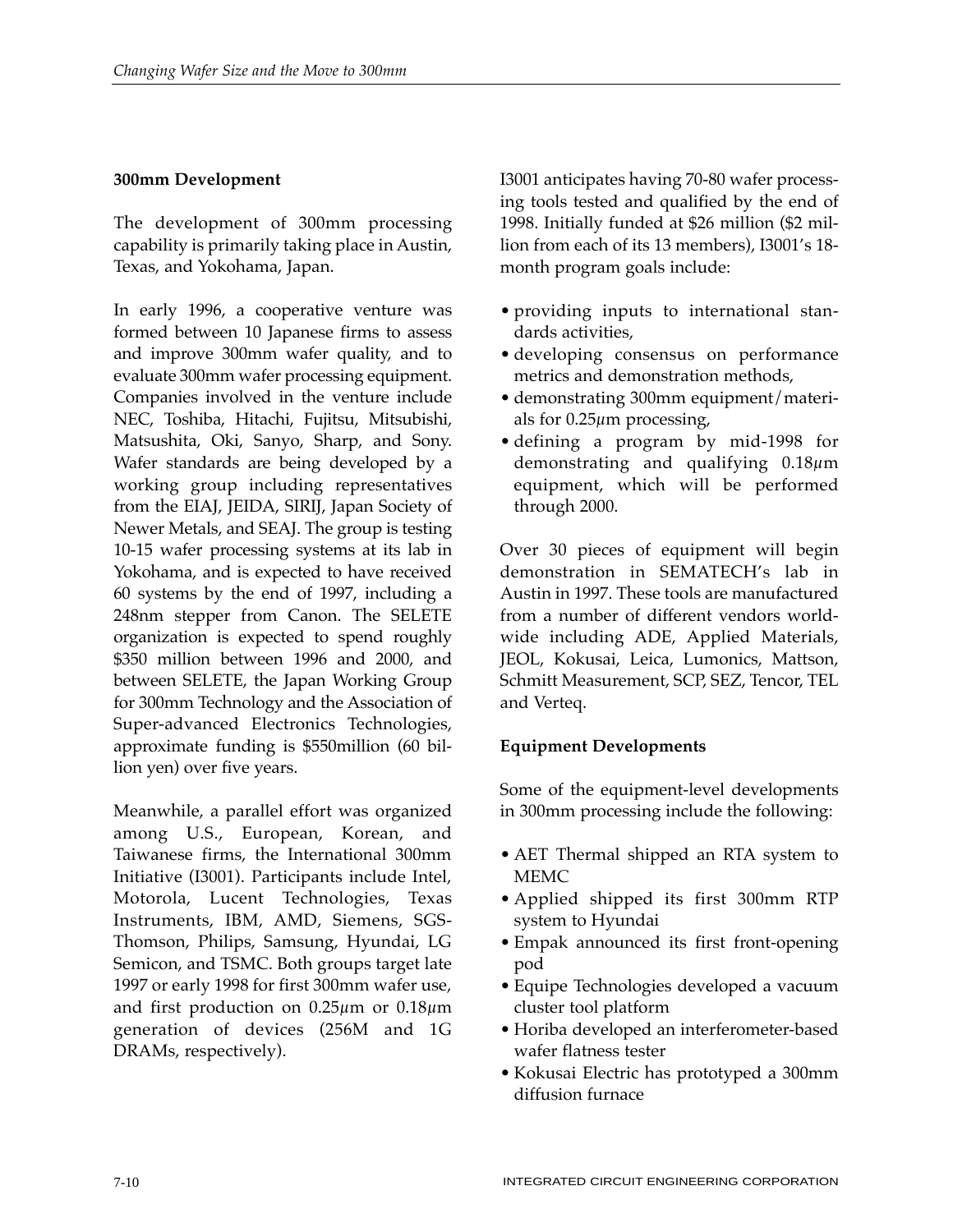## 300mm Development

The development of 300mm processing capability is primarily taking place in Austin, Texas, and Yokohama, Japan.

In early 1996, a cooperative venture was formed between 10 Japanese firms to assess and improve 300mm wafer quality, and to evaluate 300mm wafer processing equipment. Companies involved in the venture include NEC, Toshiba, Hitachi, Fujitsu, Mitsubishi, Matsushita, Oki, Sanyo, Sharp, and Sony. Wafer standards are being developed by a working group including representatives from the EIAJ, JEIDA, SIRIJ, Japan Society of Newer Metals, and SEAJ. The group is testing 10-15 wafer processing systems at its lab in Yokohama, and is expected to have received 60 systems by the end of 1997, including a 248nm stepper from Canon. The SELETE organization is expected to spend roughly $350 million between 1996 and 2000, and between SELETE, the Japan Working Group for 300mm Technology and the Association of Super-advanced Electronics Technologies, approximate funding is $550million (60 billion yen) over five years.

Meanwhile, a parallel effort was organized among U.S., European, Korean, and Taiwanese firms, the International 300mm Initiative (I3001). Participants include Intel, Motorola, Lucent Technologies, Texas Instruments, IBM, AMD, Siemens, SGS-Thomson, Philips, Samsung, Hyundai, LG Semicon, and TSMC. Both groups target late 1997 or early 1998 for first 300mm wafer use, and first production on 0.25µm or 0.18µm generation of devices (256M and 1G DRAMs, respectively).

I3001 anticipates having 70-80 wafer processing tools tested and qualified by the end of 1998. Initially funded at $26 million ($2 million from each of its 13 members), I3001's 18-month program goals include:

- providing inputs to international standards activities,
- developing consensus on performance metrics and demonstration methods,
- demonstrating 300mm equipment/materials for 0.25µm processing,
- defining a program by mid-1998 for demonstrating and qualifying 0.18µm equipment, which will be performed through 2000.

Over 30 pieces of equipment will begin demonstration in SEMATECH's lab in Austin in 1997. These tools are manufactured from a number of different vendors worldwide including ADE, Applied Materials, JEOL, Kokusai, Leica, Lumonics, Mattson, Schmitt Measurement, SCP, SEZ, Tencor, TEL and Verteq.

## Equipment Developments

Some of the equipment-level developments in 300mm processing include the following:

- AET Thermal shipped an RTA system to MEMC
- Applied shipped its first 300mm RTP system to Hyundai
- Empak announced its first front-opening pod
- Equipe Technologies developed a vacuum cluster tool platform
- Horiba developed an interferometer-based wafer flatness tester
- Kokusai Electric has prototyped a 300mm diffusion furnace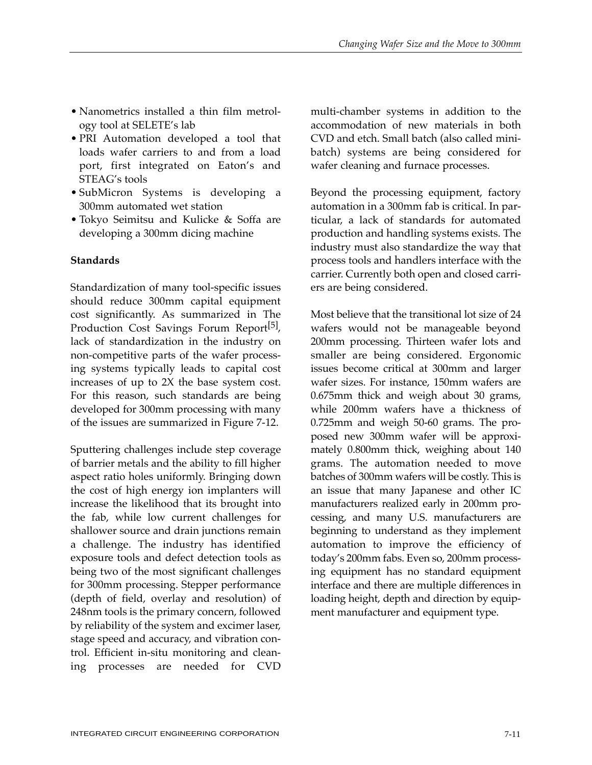- Nanometrics installed a thin film metrology tool at SELETE's lab
- PRI Automation developed a tool that loads wafer carriers to and from a load port, first integrated on Eaton's and STEAG's tools
- SubMicron Systems is developing a 300mm automated wet station
- Tokyo Seimitsu and Kulicke & Soffa are developing a 300mm dicing machine

**Standards**

Standardization of many tool-specific issues should reduce 300mm capital equipment cost significantly. As summarized in The Production Cost Savings Forum Report[5], lack of standardization in the industry on non-competitive parts of the wafer processing systems typically leads to capital cost increases of up to 2X the base system cost. For this reason, such standards are being developed for 300mm processing with many of the issues are summarized in Figure 7-12.

Sputtering challenges include step coverage of barrier metals and the ability to fill higher aspect ratio holes uniformly. Bringing down the cost of high energy ion implanters will increase the likelihood that its brought into the fab, while low current challenges for shallower source and drain junctions remain a challenge. The industry has identified exposure tools and defect detection tools as being two of the most significant challenges for 300mm processing. Stepper performance (depth of field, overlay and resolution) of 248nm tools is the primary concern, followed by reliability of the system and excimer laser, stage speed and accuracy, and vibration control. Efficient in-situ monitoring and cleaning processes are needed for CVD multi-chamber systems in addition to the accommodation of new materials in both CVD and etch. Small batch (also called mini-batch) systems are being considered for wafer cleaning and furnace processes.

Beyond the processing equipment, factory automation in a 300mm fab is critical. In particular, a lack of standards for automated production and handling systems exists. The industry must also standardize the way that process tools and handlers interface with the carrier. Currently both open and closed carriers are being considered.

Most believe that the transitional lot size of 24 wafers would not be manageable beyond 200mm processing. Thirteen wafer lots and smaller are being considered. Ergonomic issues become critical at 300mm and larger wafer sizes. For instance, 150mm wafers are 0.675mm thick and weigh about 30 grams, while 200mm wafers have a thickness of 0.725mm and weigh 50-60 grams. The proposed new 300mm wafer will be approximately 0.800mm thick, weighing about 140 grams. The automation needed to move batches of 300mm wafers will be costly. This is an issue that many Japanese and other IC manufacturers realized early in 200mm processing, and many U.S. manufacturers are beginning to understand as they implement automation to improve the efficiency of today's 200mm fabs. Even so, 200mm processing equipment has no standard equipment interface and there are multiple differences in loading height, depth and direction by equipment manufacturer and equipment type.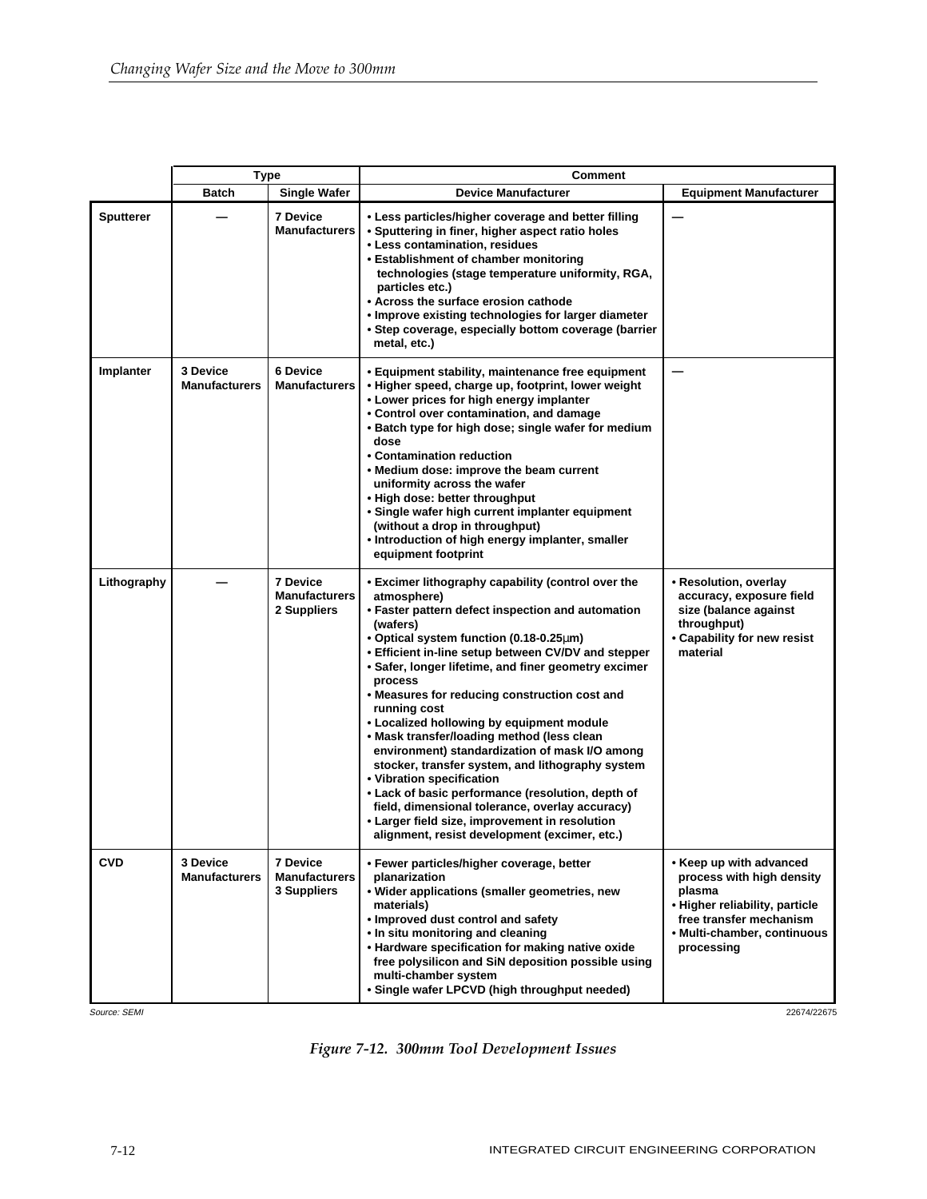| | Type | | Comment | |
|---|---|---|---|---|
| | Batch | Single Wafer | Device Manufacturer | Equipment Manufacturer |
| **Sputterer** | — | 7 Device Manufacturers | • Less particles/higher coverage and better filling<br>• Sputtering in finer, higher aspect ratio holes<br>• Less contamination, residues<br>• Establishment of chamber monitoring technologies (stage temperature uniformity, RGA, particles etc.)<br>• Across the surface erosion cathode<br>• Improve existing technologies for larger diameter<br>• Step coverage, especially bottom coverage (barrier metal, etc.) | — |
| **Implanter** | 3 Device Manufacturers | 6 Device Manufacturers | • Equipment stability, maintenance free equipment<br>• Higher speed, charge up, footprint, lower weight<br>• Lower prices for high energy implanter<br>• Control over contamination, and damage<br>• Batch type for high dose; single wafer for medium dose<br>• Contamination reduction<br>• Medium dose: improve the beam current uniformity across the wafer<br>• High dose: better throughput<br>• Single wafer high current implanter equipment (without a drop in throughput)<br>• Introduction of high energy implanter, smaller equipment footprint | — |
| **Lithography** | — | 7 Device Manufacturers<br>2 Suppliers | • Excimer lithography capability (control over the atmosphere)<br>• Faster pattern defect inspection and automation (wafers)<br>• Optical system function (0.18-0.25μm)<br>• Efficient in-line setup between CV/DV and stepper<br>• Safer, longer lifetime, and finer geometry excimer process<br>• Measures for reducing construction cost and running cost<br>• Localized hollowing by equipment module<br>• Mask transfer/loading method (less clean environment) standardization of mask I/O among stocker, transfer system, and lithography system<br>• Vibration specification<br>• Lack of basic performance (resolution, depth of field, dimensional tolerance, overlay accuracy)<br>• Larger field size, improvement in resolution alignment, resist development (excimer, etc.) | • Resolution, overlay accuracy, exposure field size (balance against throughput)<br>• Capability for new resist material |
| **CVD** | 3 Device Manufacturers | 7 Device Manufacturers<br>3 Suppliers | • Fewer particles/higher coverage, better planarization<br>• Wider applications (smaller geometries, new materials)<br>• Improved dust control and safety<br>• In situ monitoring and cleaning<br>• Hardware specification for making native oxide free polysilicon and SiN deposition possible using multi-chamber system<br>• Single wafer LPCVD (high throughput needed) | • Keep up with advanced process with high density plasma<br>• Higher reliability, particle free transfer mechanism<br>• Multi-chamber, continuous processing |

Source: SEMI

22674/22675

*Figure 7-12. 300mm Tool Development Issues*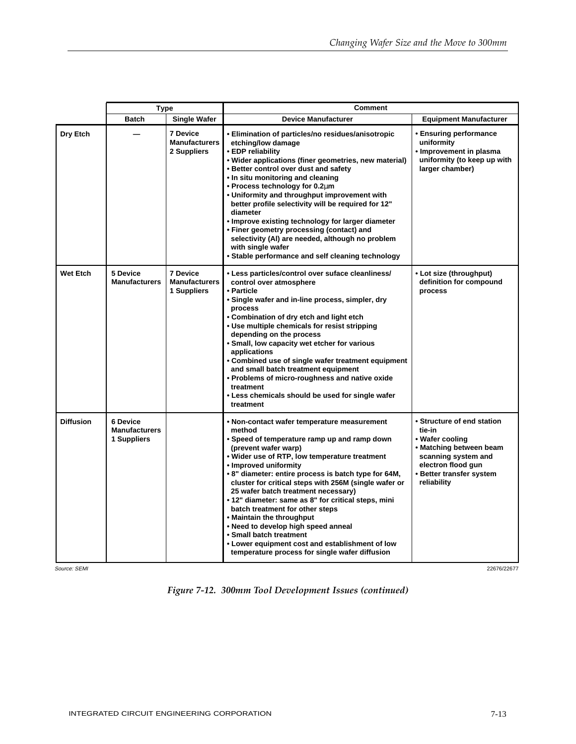| | Type | | Comment | |
|---|---|---|---|---|
| | Batch | Single Wafer | Device Manufacturer | Equipment Manufacturer |
| Dry Etch | — | 7 Device Manufacturers 2 Suppliers | • Elimination of particles/no residues/anisotropic etching/low damage<br>• EDP reliability<br>• Wider applications (finer geometries, new material)<br>• Better control over dust and safety<br>• In situ monitoring and cleaning<br>• Process technology for 0.2µm<br>• Uniformity and throughput improvement with better profile selectivity will be required for 12" diameter<br>• Improve existing technology for larger diameter<br>• Finer geometry processing (contact) and selectivity (Al) are needed, although no problem with single wafer<br>• Stable performance and self cleaning technology | • Ensuring performance uniformity<br>• Improvement in plasma uniformity (to keep up with larger chamber) |
| Wet Etch | 5 Device Manufacturers | 7 Device Manufacturers 1 Suppliers | • Less particles/control over suface cleanliness/ control over atmosphere<br>• Particle<br>• Single wafer and in-line process, simpler, dry process<br>• Combination of dry etch and light etch<br>• Use multiple chemicals for resist stripping depending on the process<br>• Small, low capacity wet etcher for various applications<br>• Combined use of single wafer treatment equipment and small batch treatment equipment<br>• Problems of micro-roughness and native oxide treatment<br>• Less chemicals should be used for single wafer treatment | • Lot size (throughput) definition for compound process |
| Diffusion | 6 Device Manufacturers 1 Suppliers | | • Non-contact wafer temperature measurement method<br>• Speed of temperature ramp up and ramp down (prevent wafer warp)<br>• Wider use of RTP, low temperature treatment<br>• Improved uniformity<br>• 8" diameter: entire process is batch type for 64M, cluster for critical steps with 256M (single wafer or 25 wafer batch treatment necessary)<br>• 12" diameter: same as 8" for critical steps, mini batch treatment for other steps<br>• Maintain the throughput<br>• Need to develop high speed anneal<br>• Small batch treatment<br>• Lower equipment cost and establishment of low temperature process for single wafer diffusion | • Structure of end station tie-in<br>• Wafer cooling<br>• Matching between beam scanning system and electron flood gun<br>• Better transfer system reliability |

Source: SEMI

22676/22677

*Figure 7-12. 300mm Tool Development Issues (continued)*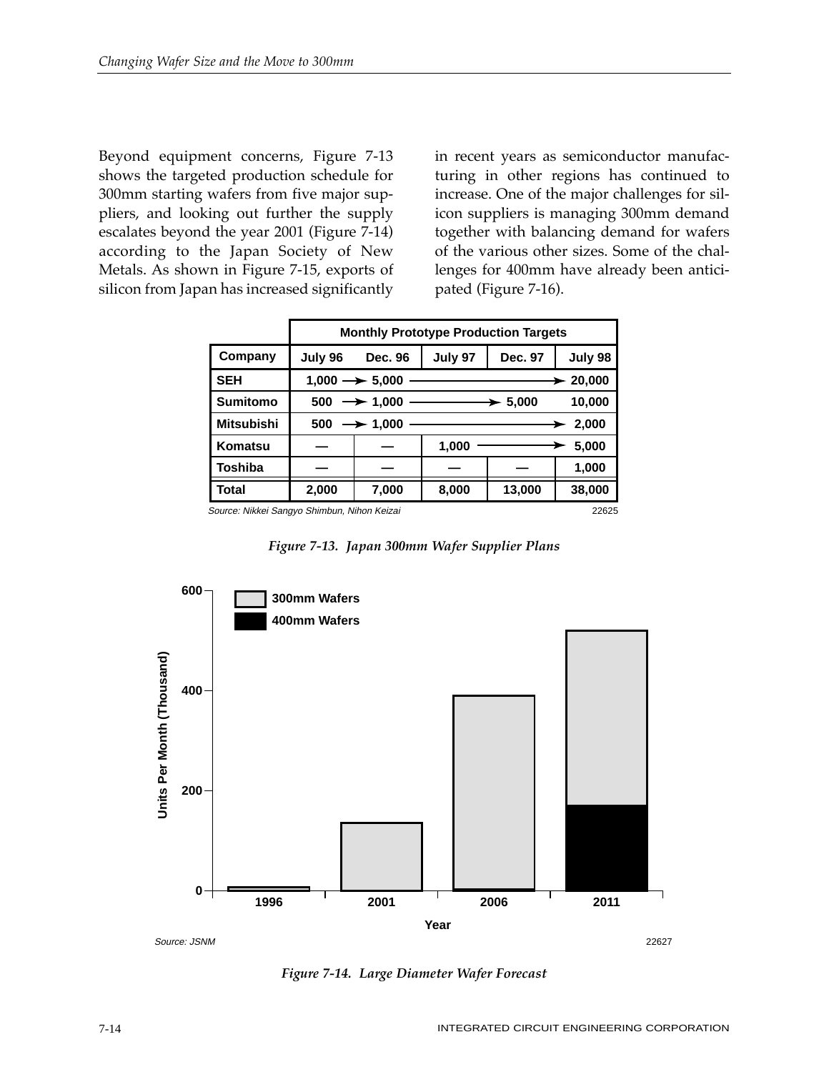Beyond equipment concerns, Figure 7-13 shows the targeted production schedule for 300mm starting wafers from five major suppliers, and looking out further the supply escalates beyond the year 2001 (Figure 7-14) according to the Japan Society of New Metals. As shown in Figure 7-15, exports of silicon from Japan has increased significantly in recent years as semiconductor manufacturing in other regions has continued to increase. One of the major challenges for silicon suppliers is managing 300mm demand together with balancing demand for wafers of the various other sizes. Some of the challenges for 400mm have already been anticipated (Figure 7-16).

| | Monthly Prototype Production Targets | | | | |
|---|---|---|---|---|---|
| **Company** | **July 96** | **Dec. 96** | **July 97** | **Dec. 97** | **July 98** |
| **SEH** | 1,000 → | 5,000 → | → | → | 20,000 |
| **Sumitomo** | 500 → | 1,000 → | → | 5,000 | 10,000 |
| **Mitsubishi** | 500 → | 1,000 → | → | → | 2,000 |
| **Komatsu** | — | — | 1,000 → | → | 5,000 |
| **Toshiba** | — | — | — | — | 1,000 |
| **Total** | 2,000 | 7,000 | 8,000 | 13,000 | 38,000 |

*Source: Nikkei Sangyo Shimbun, Nihon Keizai*

22625

*Figure 7-13. Japan 300mm Wafer Supplier Plans*

*Source: JSNM*

22627

*Figure 7-14. Large Diameter Wafer Forecast*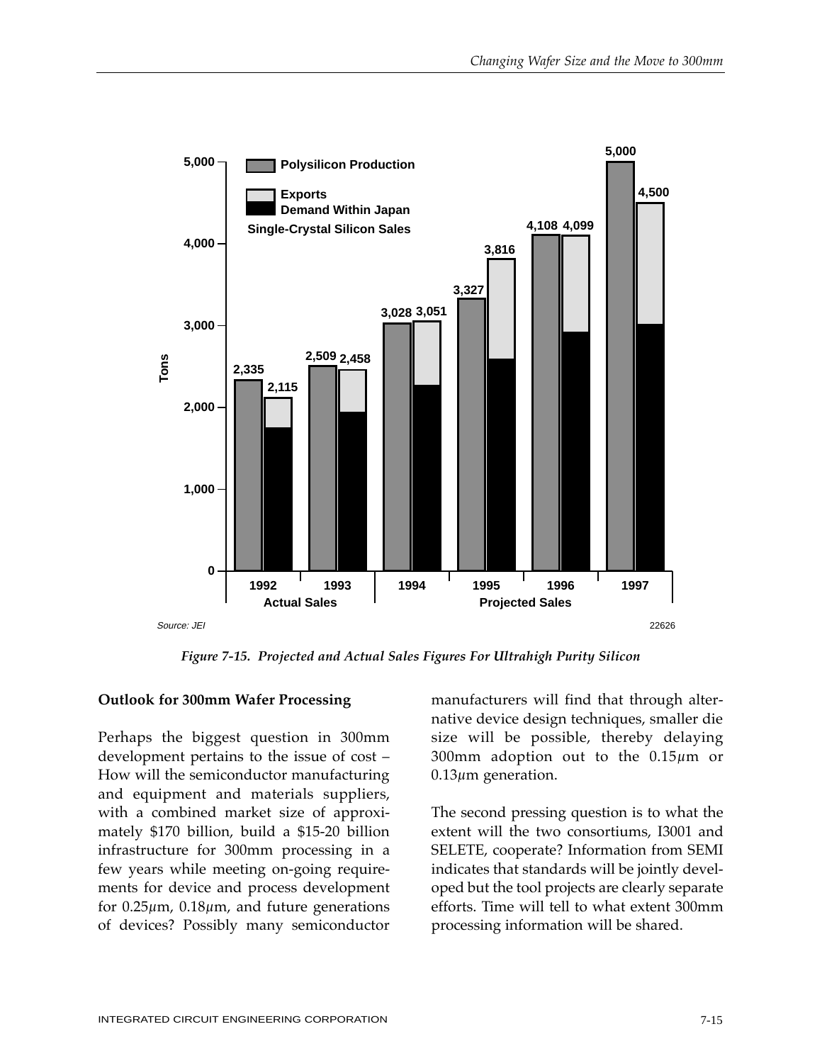Source: JEI

22626

*Figure 7-15. Projected and Actual Sales Figures For Ultrahigh Purity Silicon*

**Outlook for 300mm Wafer Processing**

Perhaps the biggest question in 300mm development pertains to the issue of cost – How will the semiconductor manufacturing and equipment and materials suppliers, with a combined market size of approximately \$170 billion, build a \$15-20 billion infrastructure for 300mm processing in a few years while meeting on-going requirements for device and process development for 0.25$\mu$m, 0.18$\mu$m, and future generations of devices? Possibly many semiconductor manufacturers will find that through alternative device design techniques, smaller die size will be possible, thereby delaying 300mm adoption out to the 0.15$\mu$m or 0.13$\mu$m generation.

The second pressing question is to what the extent will the two consortiums, I3001 and SELETE, cooperate? Information from SEMI indicates that standards will be jointly developed but the tool projects are clearly separate efforts. Time will tell to what extent 300mm processing information will be shared.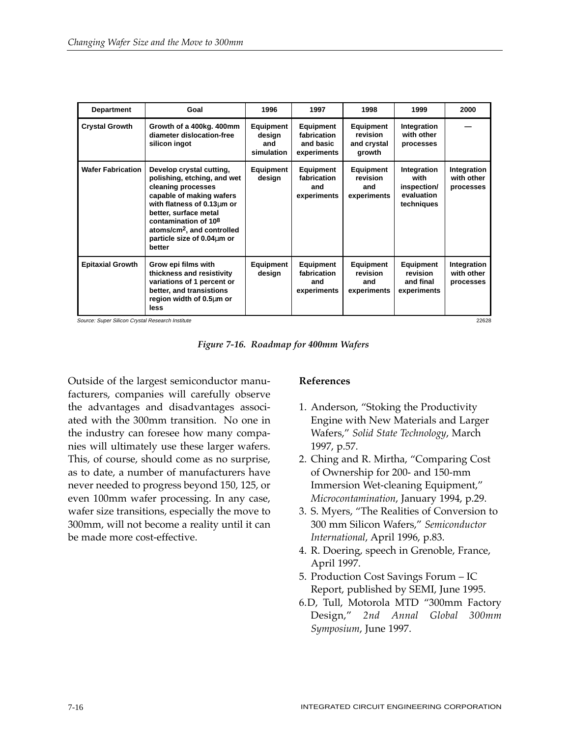| Department | Goal | 1996 | 1997 | 1998 | 1999 | 2000 |
|---|---|---|---|---|---|---|
| Crystal Growth | Growth of a 400kg. 400mm diameter dislocation-free silicon ingot | Equipment design and simulation | Equipment fabrication and basic experiments | Equipment revision and crystal growth | Integration with other processes | — |
| Wafer Fabrication | Develop crystal cutting, polishing, etching, and wet cleaning processes capable of making wafers with flatness of 0.13µm or better, surface metal contamination of $10^8$ atoms/cm$^2$, and controlled particle size of 0.04µm or better | Equipment design | Equipment fabrication and experiments | Equipment revision and experiments | Integration with inspection/ evaluation techniques | Integration with other processes |
| Epitaxial Growth | Grow epi films with thickness and resistivity variations of 1 percent or better, and transistions region width of 0.5µm or less | Equipment design | Equipment fabrication and experiments | Equipment revision and experiments | Equipment revision and final experiments | Integration with other processes |

Source: Super Silicon Crystal Research Institute

22628

*Figure 7-16. Roadmap for 400mm Wafers*

Outside of the largest semiconductor manufacturers, companies will carefully observe the advantages and disadvantages associated with the 300mm transition. No one in the industry can foresee how many companies will ultimately use these larger wafers. This, of course, should come as no surprise, as to date, a number of manufacturers have never needed to progress beyond 150, 125, or even 100mm wafer processing. In any case, wafer size transitions, especially the move to 300mm, will not become a reality until it can be made more cost-effective.

**References**

1. Anderson, "Stoking the Productivity Engine with New Materials and Larger Wafers," *Solid State Technology*, March 1997, p.57.
2. Ching and R. Mirtha, "Comparing Cost of Ownership for 200- and 150-mm Immersion Wet-cleaning Equipment," *Microcontamination*, January 1994, p.29.
3. S. Myers, "The Realities of Conversion to 300 mm Silicon Wafers," *Semiconductor International*, April 1996, p.83.
4. R. Doering, speech in Grenoble, France, April 1997.
5. Production Cost Savings Forum – IC Report, published by SEMI, June 1995.
6. D, Tull, Motorola MTD "300mm Factory Design," *2nd Annal Global 300mm Symposium*, June 1997.